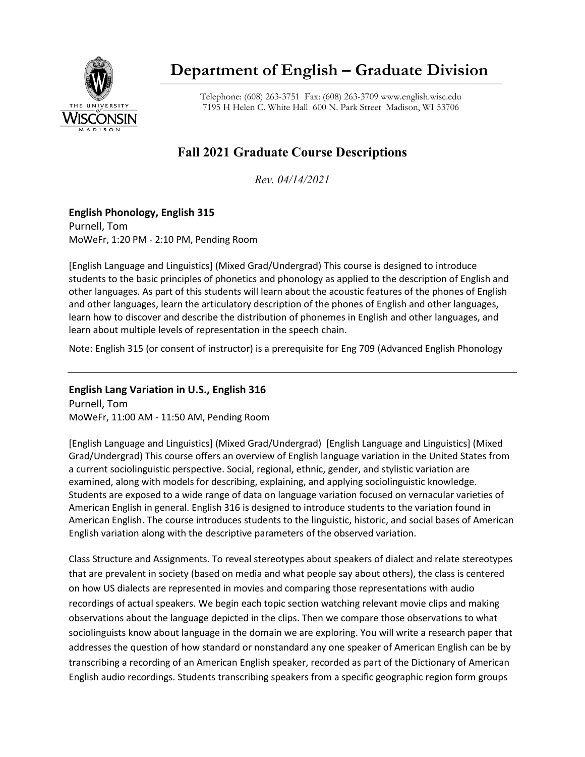# Department of English – Graduate Division

Telephone: (608) 263-3751 Fax: (608) 263-3709 www.english.wisc.edu
7195 H Helen C. White Hall 600 N. Park Street Madison, WI 53706

## Fall 2021 Graduate Course Descriptions

*Rev. 04/14/2021*

### English Phonology, English 315

Purnell, Tom
MoWeFr, 1:20 PM - 2:10 PM, Pending Room

[English Language and Linguistics] (Mixed Grad/Undergrad) This course is designed to introduce students to the basic principles of phonetics and phonology as applied to the description of English and other languages. As part of this students will learn about the acoustic features of the phones of English and other languages, learn the articulatory description of the phones of English and other languages, learn how to discover and describe the distribution of phonemes in English and other languages, and learn about multiple levels of representation in the speech chain.

Note: English 315 (or consent of instructor) is a prerequisite for Eng 709 (Advanced English Phonology

---

### English Lang Variation in U.S., English 316

Purnell, Tom
MoWeFr, 11:00 AM - 11:50 AM, Pending Room

[English Language and Linguistics] (Mixed Grad/Undergrad) [English Language and Linguistics] (Mixed Grad/Undergrad) This course offers an overview of English language variation in the United States from a current sociolinguistic perspective. Social, regional, ethnic, gender, and stylistic variation are examined, along with models for describing, explaining, and applying sociolinguistic knowledge. Students are exposed to a wide range of data on language variation focused on vernacular varieties of American English in general. English 316 is designed to introduce students to the variation found in American English. The course introduces students to the linguistic, historic, and social bases of American English variation along with the descriptive parameters of the observed variation.

Class Structure and Assignments. To reveal stereotypes about speakers of dialect and relate stereotypes that are prevalent in society (based on media and what people say about others), the class is centered on how US dialects are represented in movies and comparing those representations with audio recordings of actual speakers. We begin each topic section watching relevant movie clips and making observations about the language depicted in the clips. Then we compare those observations to what sociolinguists know about language in the domain we are exploring. You will write a research paper that addresses the question of how standard or nonstandard any one speaker of American English can be by transcribing a recording of an American English speaker, recorded as part of the Dictionary of American English audio recordings. Students transcribing speakers from a specific geographic region form groups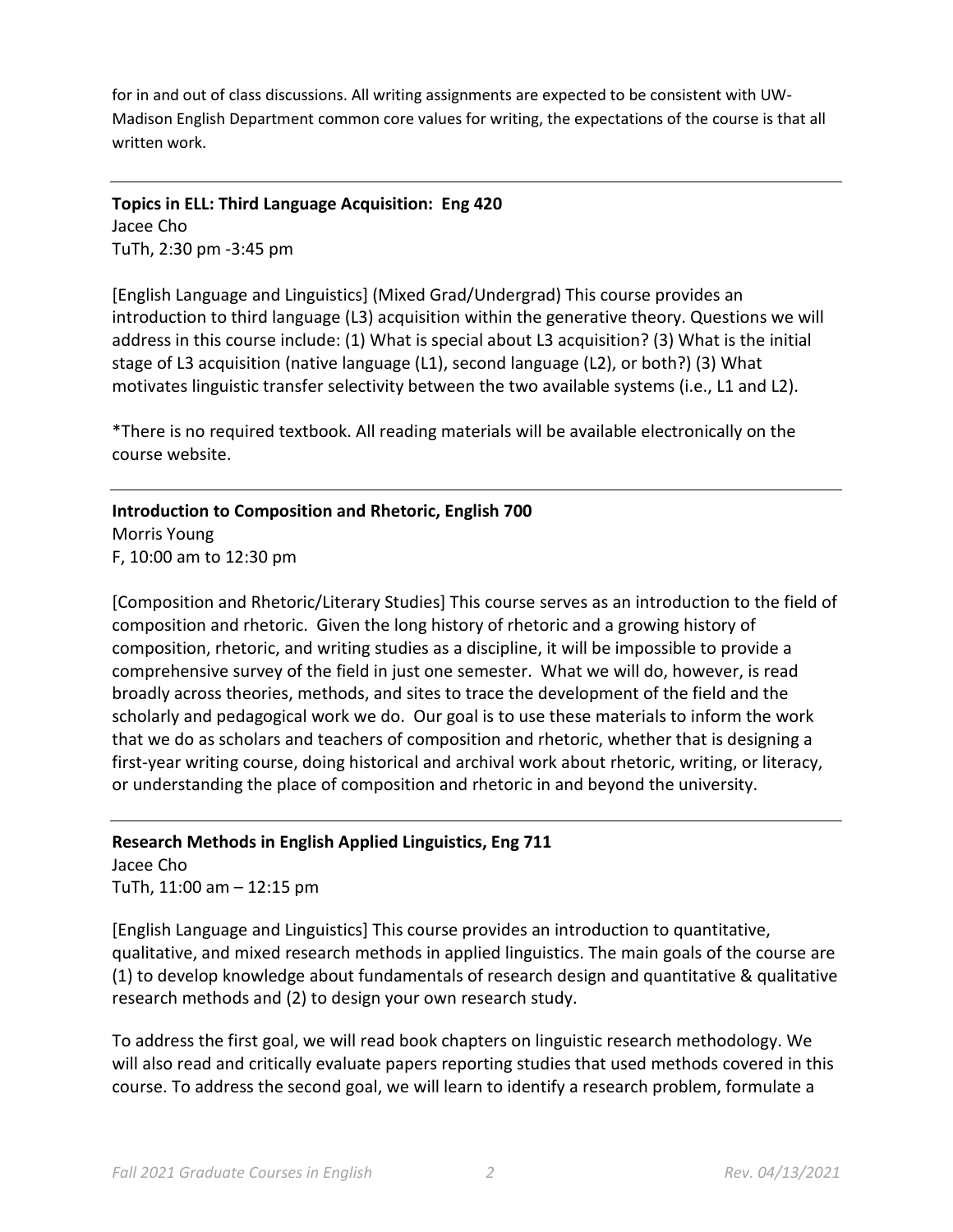for in and out of class discussions. All writing assignments are expected to be consistent with UW-Madison English Department common core values for writing, the expectations of the course is that all written work.

---

**Topics in ELL: Third Language Acquisition: Eng 420**
Jacee Cho
TuTh, 2:30 pm -3:45 pm

[English Language and Linguistics] (Mixed Grad/Undergrad) This course provides an introduction to third language (L3) acquisition within the generative theory. Questions we will address in this course include: (1) What is special about L3 acquisition? (3) What is the initial stage of L3 acquisition (native language (L1), second language (L2), or both?) (3) What motivates linguistic transfer selectivity between the two available systems (i.e., L1 and L2).

*There is no required textbook. All reading materials will be available electronically on the course website.

---

**Introduction to Composition and Rhetoric, English 700**
Morris Young
F, 10:00 am to 12:30 pm

[Composition and Rhetoric/Literary Studies] This course serves as an introduction to the field of composition and rhetoric. Given the long history of rhetoric and a growing history of composition, rhetoric, and writing studies as a discipline, it will be impossible to provide a comprehensive survey of the field in just one semester. What we will do, however, is read broadly across theories, methods, and sites to trace the development of the field and the scholarly and pedagogical work we do. Our goal is to use these materials to inform the work that we do as scholars and teachers of composition and rhetoric, whether that is designing a first-year writing course, doing historical and archival work about rhetoric, writing, or literacy, or understanding the place of composition and rhetoric in and beyond the university.

---

**Research Methods in English Applied Linguistics, Eng 711**
Jacee Cho
TuTh, 11:00 am – 12:15 pm

[English Language and Linguistics] This course provides an introduction to quantitative, qualitative, and mixed research methods in applied linguistics. The main goals of the course are (1) to develop knowledge about fundamentals of research design and quantitative & qualitative research methods and (2) to design your own research study.

To address the first goal, we will read book chapters on linguistic research methodology. We will also read and critically evaluate papers reporting studies that used methods covered in this course. To address the second goal, we will learn to identify a research problem, formulate a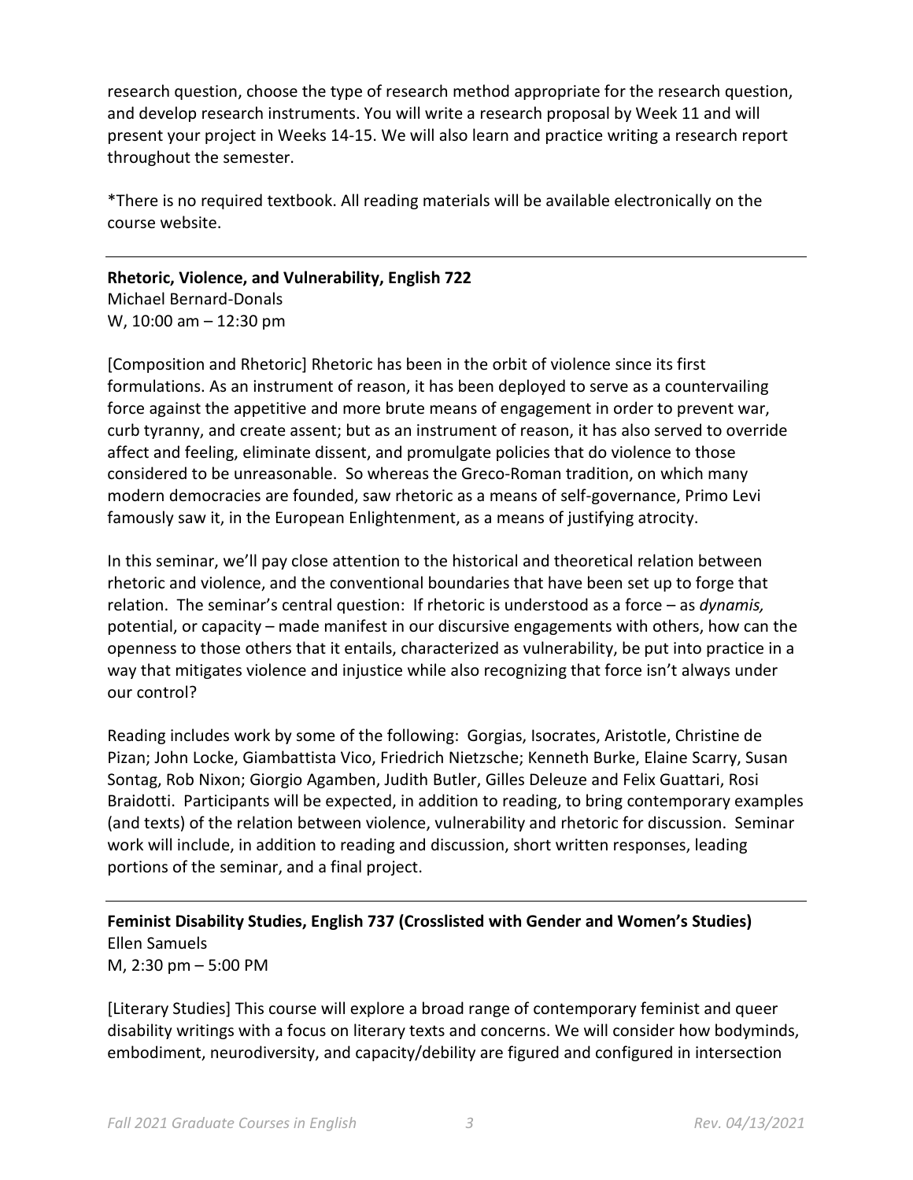research question, choose the type of research method appropriate for the research question, and develop research instruments. You will write a research proposal by Week 11 and will present your project in Weeks 14-15. We will also learn and practice writing a research report throughout the semester.

*There is no required textbook. All reading materials will be available electronically on the course website.

---

**Rhetoric, Violence, and Vulnerability, English 722**
Michael Bernard-Donals
W, 10:00 am – 12:30 pm

[Composition and Rhetoric] Rhetoric has been in the orbit of violence since its first formulations. As an instrument of reason, it has been deployed to serve as a countervailing force against the appetitive and more brute means of engagement in order to prevent war, curb tyranny, and create assent; but as an instrument of reason, it has also served to override affect and feeling, eliminate dissent, and promulgate policies that do violence to those considered to be unreasonable. So whereas the Greco-Roman tradition, on which many modern democracies are founded, saw rhetoric as a means of self-governance, Primo Levi famously saw it, in the European Enlightenment, as a means of justifying atrocity.

In this seminar, we'll pay close attention to the historical and theoretical relation between rhetoric and violence, and the conventional boundaries that have been set up to forge that relation. The seminar's central question: If rhetoric is understood as a force – as *dynamis,* potential, or capacity – made manifest in our discursive engagements with others, how can the openness to those others that it entails, characterized as vulnerability, be put into practice in a way that mitigates violence and injustice while also recognizing that force isn't always under our control?

Reading includes work by some of the following: Gorgias, Isocrates, Aristotle, Christine de Pizan; John Locke, Giambattista Vico, Friedrich Nietzsche; Kenneth Burke, Elaine Scarry, Susan Sontag, Rob Nixon; Giorgio Agamben, Judith Butler, Gilles Deleuze and Felix Guattari, Rosi Braidotti. Participants will be expected, in addition to reading, to bring contemporary examples (and texts) of the relation between violence, vulnerability and rhetoric for discussion. Seminar work will include, in addition to reading and discussion, short written responses, leading portions of the seminar, and a final project.

---

**Feminist Disability Studies, English 737 (Crosslisted with Gender and Women's Studies)**
Ellen Samuels
M, 2:30 pm – 5:00 PM

[Literary Studies] This course will explore a broad range of contemporary feminist and queer disability writings with a focus on literary texts and concerns. We will consider how bodyminds, embodiment, neurodiversity, and capacity/debility are figured and configured in intersection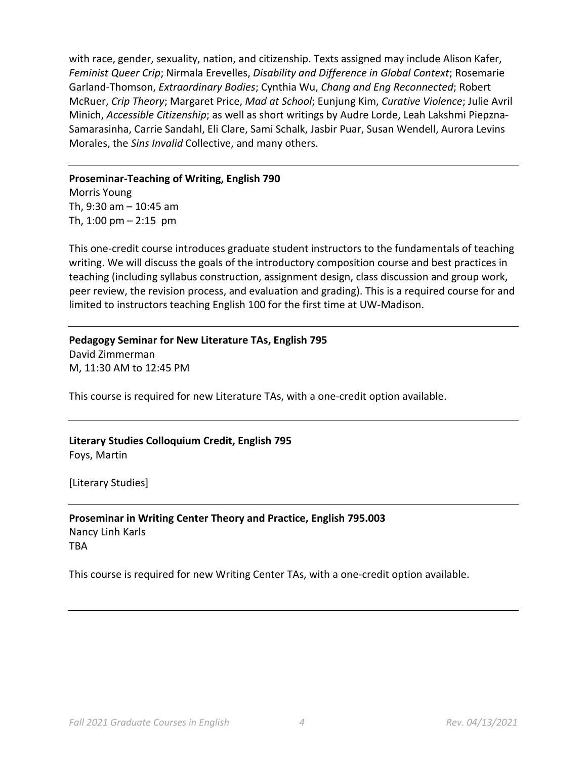with race, gender, sexuality, nation, and citizenship. Texts assigned may include Alison Kafer, *Feminist Queer Crip*; Nirmala Erevelles, *Disability and Difference in Global Context*; Rosemarie Garland-Thomson, *Extraordinary Bodies*; Cynthia Wu, *Chang and Eng Reconnected*; Robert McRuer, *Crip Theory*; Margaret Price, *Mad at School*; Eunjung Kim, *Curative Violence*; Julie Avril Minich, *Accessible Citizenship*; as well as short writings by Audre Lorde, Leah Lakshmi Piepzna-Samarasinha, Carrie Sandahl, Eli Clare, Sami Schalk, Jasbir Puar, Susan Wendell, Aurora Levins Morales, the *Sins Invalid* Collective, and many others.

---

**Proseminar-Teaching of Writing, English 790**
Morris Young
Th, 9:30 am – 10:45 am
Th, 1:00 pm – 2:15 pm

This one-credit course introduces graduate student instructors to the fundamentals of teaching writing. We will discuss the goals of the introductory composition course and best practices in teaching (including syllabus construction, assignment design, class discussion and group work, peer review, the revision process, and evaluation and grading). This is a required course for and limited to instructors teaching English 100 for the first time at UW-Madison.

---

**Pedagogy Seminar for New Literature TAs, English 795**
David Zimmerman
M, 11:30 AM to 12:45 PM

This course is required for new Literature TAs, with a one-credit option available.

---

**Literary Studies Colloquium Credit, English 795**
Foys, Martin

[Literary Studies]

---

**Proseminar in Writing Center Theory and Practice, English 795.003**
Nancy Linh Karls
TBA

This course is required for new Writing Center TAs, with a one-credit option available.

---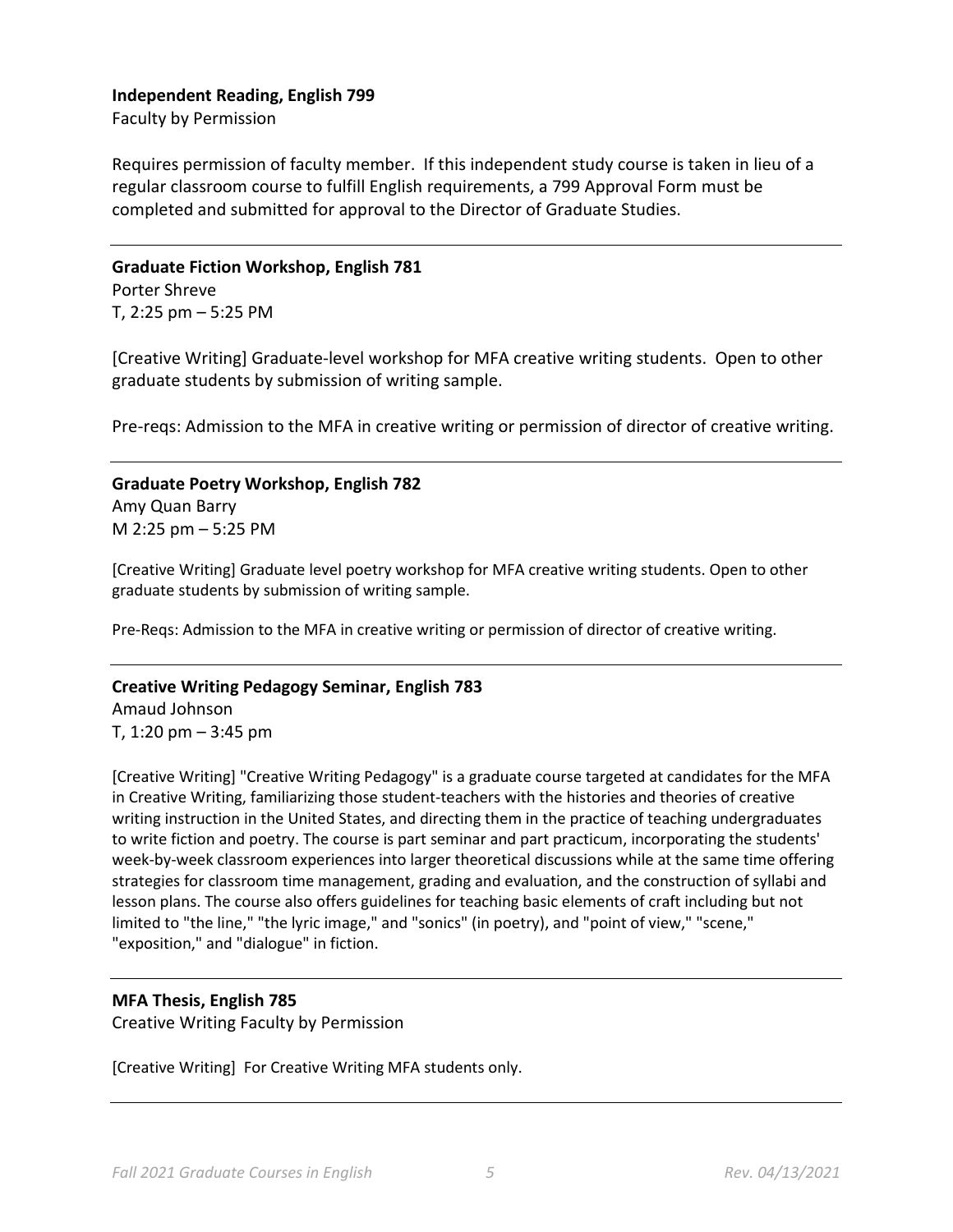**Independent Reading, English 799**

Faculty by Permission

Requires permission of faculty member. If this independent study course is taken in lieu of a regular classroom course to fulfill English requirements, a 799 Approval Form must be completed and submitted for approval to the Director of Graduate Studies.

---

**Graduate Fiction Workshop, English 781**

Porter Shreve

T, 2:25 pm – 5:25 PM

[Creative Writing] Graduate-level workshop for MFA creative writing students. Open to other graduate students by submission of writing sample.

Pre-reqs: Admission to the MFA in creative writing or permission of director of creative writing.

---

**Graduate Poetry Workshop, English 782**

Amy Quan Barry

M 2:25 pm – 5:25 PM

[Creative Writing] Graduate level poetry workshop for MFA creative writing students. Open to other graduate students by submission of writing sample.

Pre-Reqs: Admission to the MFA in creative writing or permission of director of creative writing.

---

**Creative Writing Pedagogy Seminar, English 783**

Amaud Johnson

T, 1:20 pm – 3:45 pm

[Creative Writing] "Creative Writing Pedagogy" is a graduate course targeted at candidates for the MFA in Creative Writing, familiarizing those student-teachers with the histories and theories of creative writing instruction in the United States, and directing them in the practice of teaching undergraduates to write fiction and poetry. The course is part seminar and part practicum, incorporating the students' week-by-week classroom experiences into larger theoretical discussions while at the same time offering strategies for classroom time management, grading and evaluation, and the construction of syllabi and lesson plans. The course also offers guidelines for teaching basic elements of craft including but not limited to "the line," "the lyric image," and "sonics" (in poetry), and "point of view," "scene," "exposition," and "dialogue" in fiction.

---

**MFA Thesis, English 785**

Creative Writing Faculty by Permission

[Creative Writing] For Creative Writing MFA students only.

---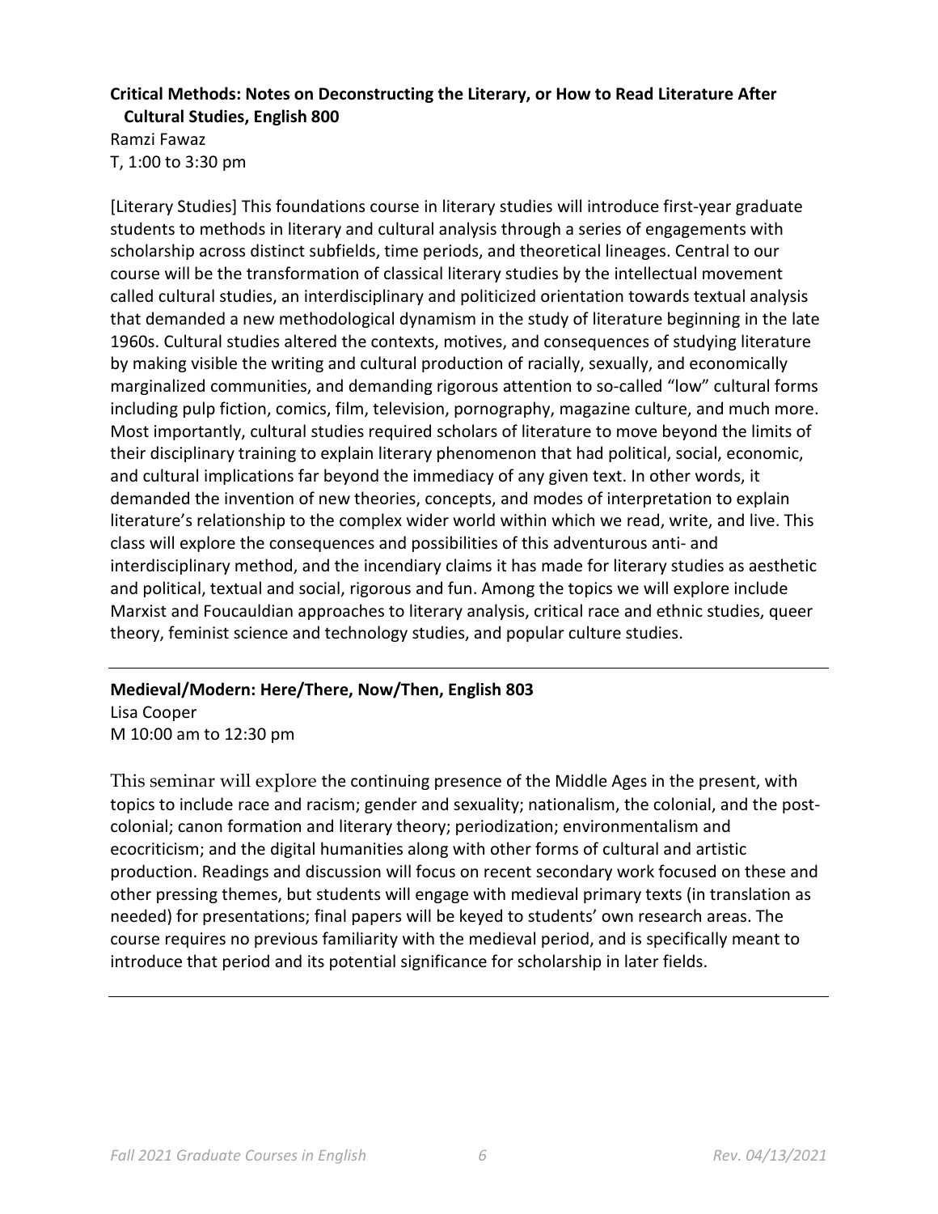**Critical Methods: Notes on Deconstructing the Literary, or How to Read Literature After Cultural Studies, English 800**

Ramzi Fawaz
T, 1:00 to 3:30 pm

[Literary Studies] This foundations course in literary studies will introduce first-year graduate students to methods in literary and cultural analysis through a series of engagements with scholarship across distinct subfields, time periods, and theoretical lineages. Central to our course will be the transformation of classical literary studies by the intellectual movement called cultural studies, an interdisciplinary and politicized orientation towards textual analysis that demanded a new methodological dynamism in the study of literature beginning in the late 1960s. Cultural studies altered the contexts, motives, and consequences of studying literature by making visible the writing and cultural production of racially, sexually, and economically marginalized communities, and demanding rigorous attention to so-called "low" cultural forms including pulp fiction, comics, film, television, pornography, magazine culture, and much more. Most importantly, cultural studies required scholars of literature to move beyond the limits of their disciplinary training to explain literary phenomenon that had political, social, economic, and cultural implications far beyond the immediacy of any given text. In other words, it demanded the invention of new theories, concepts, and modes of interpretation to explain literature's relationship to the complex wider world within which we read, write, and live. This class will explore the consequences and possibilities of this adventurous anti- and interdisciplinary method, and the incendiary claims it has made for literary studies as aesthetic and political, textual and social, rigorous and fun. Among the topics we will explore include Marxist and Foucauldian approaches to literary analysis, critical race and ethnic studies, queer theory, feminist science and technology studies, and popular culture studies.

---

**Medieval/Modern: Here/There, Now/Then, English 803**

Lisa Cooper
M 10:00 am to 12:30 pm

This seminar will explore the continuing presence of the Middle Ages in the present, with topics to include race and racism; gender and sexuality; nationalism, the colonial, and the post-colonial; canon formation and literary theory; periodization; environmentalism and ecocriticism; and the digital humanities along with other forms of cultural and artistic production. Readings and discussion will focus on recent secondary work focused on these and other pressing themes, but students will engage with medieval primary texts (in translation as needed) for presentations; final papers will be keyed to students' own research areas. The course requires no previous familiarity with the medieval period, and is specifically meant to introduce that period and its potential significance for scholarship in later fields.

---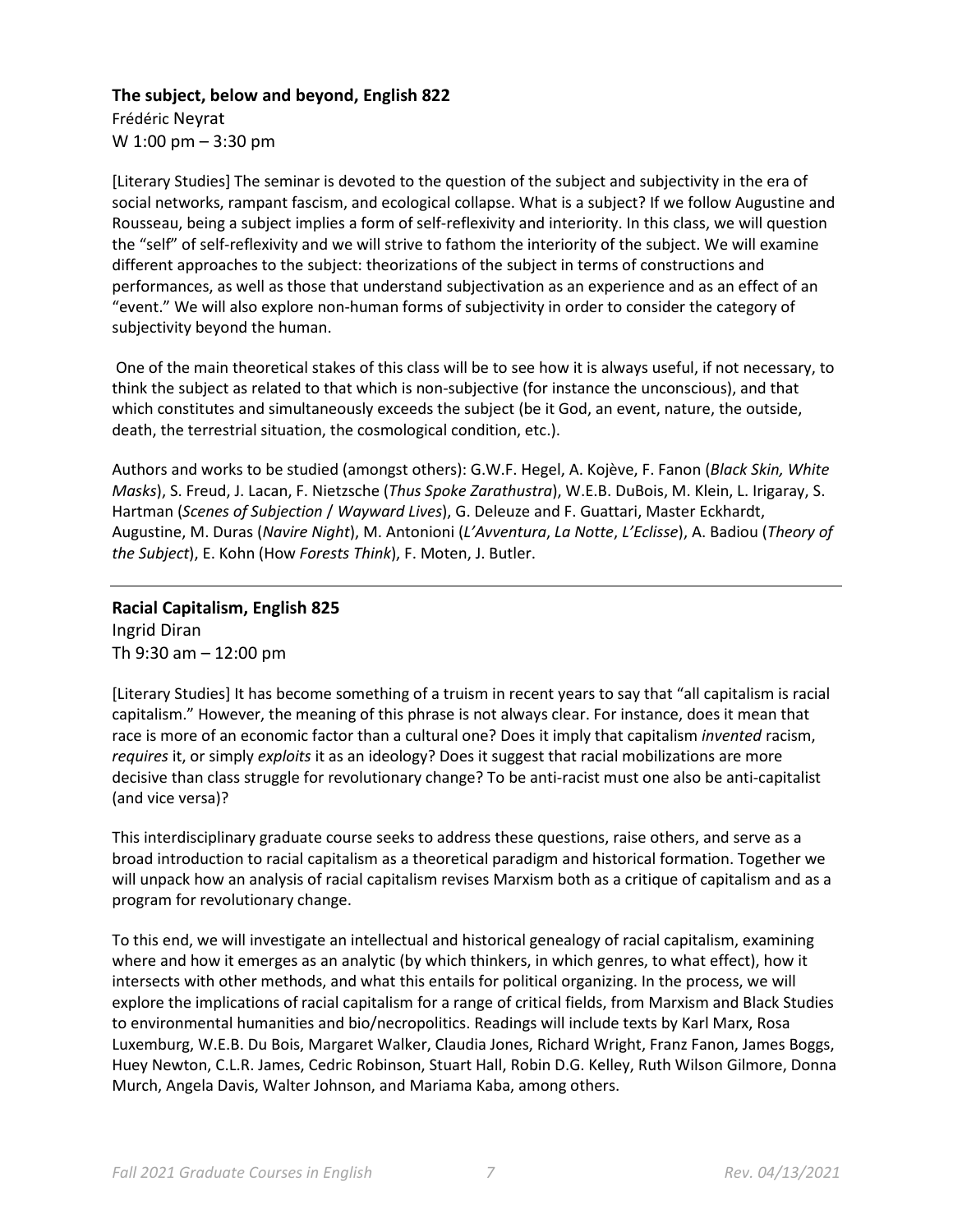### **The subject, below and beyond, English 822**

Frédéric Neyrat
W 1:00 pm – 3:30 pm

[Literary Studies] The seminar is devoted to the question of the subject and subjectivity in the era of social networks, rampant fascism, and ecological collapse. What is a subject? If we follow Augustine and Rousseau, being a subject implies a form of self-reflexivity and interiority. In this class, we will question the "self" of self-reflexivity and we will strive to fathom the interiority of the subject. We will examine different approaches to the subject: theorizations of the subject in terms of constructions and performances, as well as those that understand subjectivation as an experience and as an effect of an "event." We will also explore non-human forms of subjectivity in order to consider the category of subjectivity beyond the human.

One of the main theoretical stakes of this class will be to see how it is always useful, if not necessary, to think the subject as related to that which is non-subjective (for instance the unconscious), and that which constitutes and simultaneously exceeds the subject (be it God, an event, nature, the outside, death, the terrestrial situation, the cosmological condition, etc.).

Authors and works to be studied (amongst others): G.W.F. Hegel, A. Kojève, F. Fanon (*Black Skin, White Masks*), S. Freud, J. Lacan, F. Nietzsche (*Thus Spoke Zarathustra*), W.E.B. DuBois, M. Klein, L. Irigaray, S. Hartman (*Scenes of Subjection* / *Wayward Lives*), G. Deleuze and F. Guattari, Master Eckhardt, Augustine, M. Duras (*Navire Night*), M. Antonioni (*L'Avventura*, *La Notte*, *L'Eclisse*), A. Badiou (*Theory of the Subject*), E. Kohn (How *Forests Think*), F. Moten, J. Butler.

---

### **Racial Capitalism, English 825**

Ingrid Diran
Th 9:30 am – 12:00 pm

[Literary Studies] It has become something of a truism in recent years to say that "all capitalism is racial capitalism." However, the meaning of this phrase is not always clear. For instance, does it mean that race is more of an economic factor than a cultural one? Does it imply that capitalism *invented* racism, *requires* it, or simply *exploits* it as an ideology? Does it suggest that racial mobilizations are more decisive than class struggle for revolutionary change? To be anti-racist must one also be anti-capitalist (and vice versa)?

This interdisciplinary graduate course seeks to address these questions, raise others, and serve as a broad introduction to racial capitalism as a theoretical paradigm and historical formation. Together we will unpack how an analysis of racial capitalism revises Marxism both as a critique of capitalism and as a program for revolutionary change.

To this end, we will investigate an intellectual and historical genealogy of racial capitalism, examining where and how it emerges as an analytic (by which thinkers, in which genres, to what effect), how it intersects with other methods, and what this entails for political organizing. In the process, we will explore the implications of racial capitalism for a range of critical fields, from Marxism and Black Studies to environmental humanities and bio/necropolitics. Readings will include texts by Karl Marx, Rosa Luxemburg, W.E.B. Du Bois, Margaret Walker, Claudia Jones, Richard Wright, Franz Fanon, James Boggs, Huey Newton, C.L.R. James, Cedric Robinson, Stuart Hall, Robin D.G. Kelley, Ruth Wilson Gilmore, Donna Murch, Angela Davis, Walter Johnson, and Mariama Kaba, among others.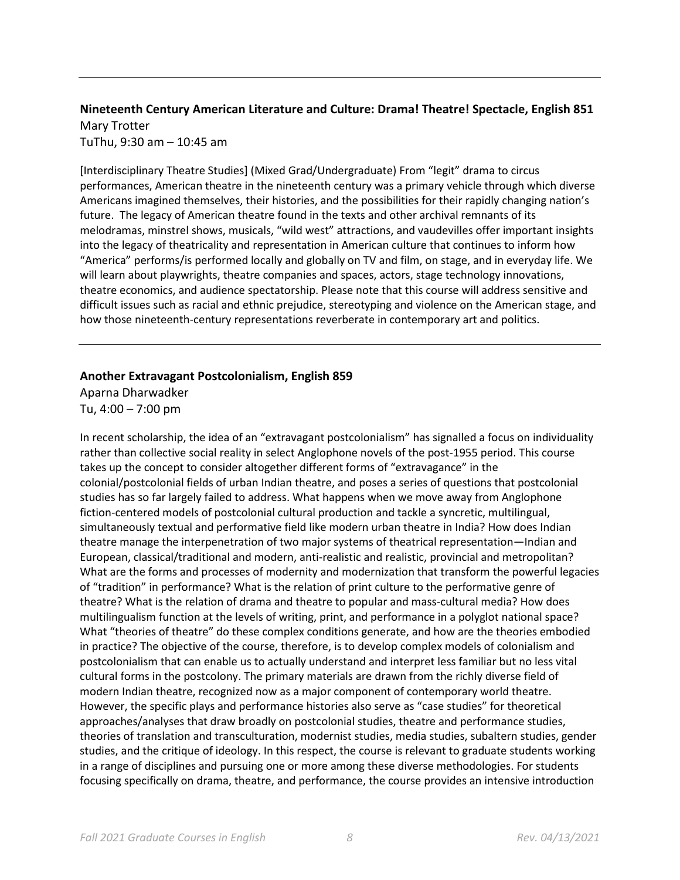---

**Nineteenth Century American Literature and Culture: Drama! Theatre! Spectacle, English 851**
Mary Trotter
TuThu, 9:30 am – 10:45 am

[Interdisciplinary Theatre Studies] (Mixed Grad/Undergraduate) From "legit" drama to circus performances, American theatre in the nineteenth century was a primary vehicle through which diverse Americans imagined themselves, their histories, and the possibilities for their rapidly changing nation's future. The legacy of American theatre found in the texts and other archival remnants of its melodramas, minstrel shows, musicals, "wild west" attractions, and vaudevilles offer important insights into the legacy of theatricality and representation in American culture that continues to inform how "America" performs/is performed locally and globally on TV and film, on stage, and in everyday life. We will learn about playwrights, theatre companies and spaces, actors, stage technology innovations, theatre economics, and audience spectatorship. Please note that this course will address sensitive and difficult issues such as racial and ethnic prejudice, stereotyping and violence on the American stage, and how those nineteenth-century representations reverberate in contemporary art and politics.

---

**Another Extravagant Postcolonialism, English 859**
Aparna Dharwadker
Tu, 4:00 – 7:00 pm

In recent scholarship, the idea of an "extravagant postcolonialism" has signalled a focus on individuality rather than collective social reality in select Anglophone novels of the post-1955 period. This course takes up the concept to consider altogether different forms of "extravagance" in the colonial/postcolonial fields of urban Indian theatre, and poses a series of questions that postcolonial studies has so far largely failed to address. What happens when we move away from Anglophone fiction-centered models of postcolonial cultural production and tackle a syncretic, multilingual, simultaneously textual and performative field like modern urban theatre in India? How does Indian theatre manage the interpenetration of two major systems of theatrical representation—Indian and European, classical/traditional and modern, anti-realistic and realistic, provincial and metropolitan? What are the forms and processes of modernity and modernization that transform the powerful legacies of "tradition" in performance? What is the relation of print culture to the performative genre of theatre? What is the relation of drama and theatre to popular and mass-cultural media? How does multilingualism function at the levels of writing, print, and performance in a polyglot national space? What "theories of theatre" do these complex conditions generate, and how are the theories embodied in practice? The objective of the course, therefore, is to develop complex models of colonialism and postcolonialism that can enable us to actually understand and interpret less familiar but no less vital cultural forms in the postcolony. The primary materials are drawn from the richly diverse field of modern Indian theatre, recognized now as a major component of contemporary world theatre. However, the specific plays and performance histories also serve as "case studies" for theoretical approaches/analyses that draw broadly on postcolonial studies, theatre and performance studies, theories of translation and transculturation, modernist studies, media studies, subaltern studies, gender studies, and the critique of ideology. In this respect, the course is relevant to graduate students working in a range of disciplines and pursuing one or more among these diverse methodologies. For students focusing specifically on drama, theatre, and performance, the course provides an intensive introduction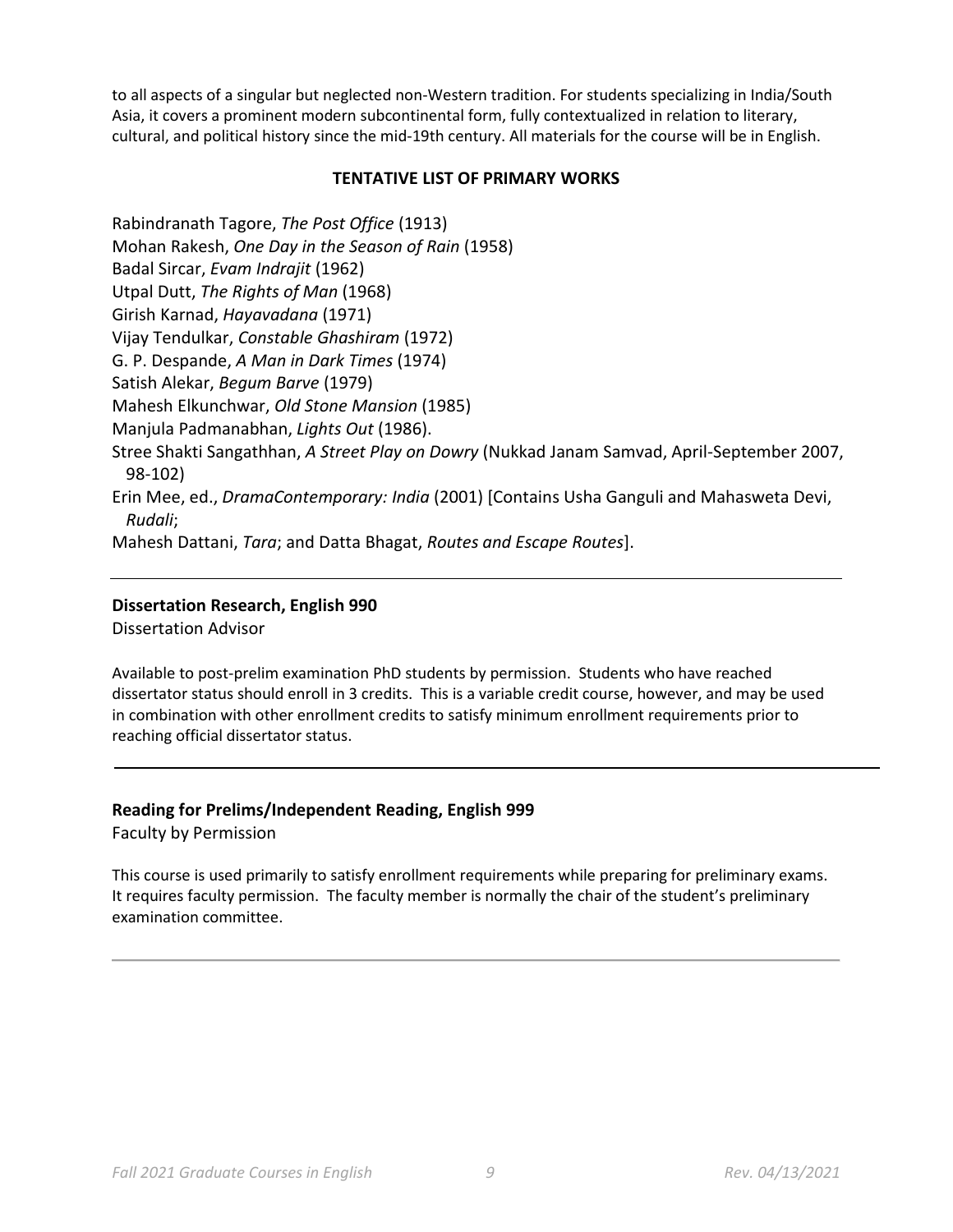to all aspects of a singular but neglected non-Western tradition. For students specializing in India/South Asia, it covers a prominent modern subcontinental form, fully contextualized in relation to literary, cultural, and political history since the mid-19th century. All materials for the course will be in English.

**TENTATIVE LIST OF PRIMARY WORKS**

Rabindranath Tagore, *The Post Office* (1913)
Mohan Rakesh, *One Day in the Season of Rain* (1958)
Badal Sircar, *Evam Indrajit* (1962)
Utpal Dutt, *The Rights of Man* (1968)
Girish Karnad, *Hayavadana* (1971)
Vijay Tendulkar, *Constable Ghashiram* (1972)
G. P. Despande, *A Man in Dark Times* (1974)
Satish Alekar, *Begum Barve* (1979)
Mahesh Elkunchwar, *Old Stone Mansion* (1985)
Manjula Padmanabhan, *Lights Out* (1986).
Stree Shakti Sangathhan, *A Street Play on Dowry* (Nukkad Janam Samvad, April-September 2007, 98-102)
Erin Mee, ed., *DramaContemporary: India* (2001) [Contains Usha Ganguli and Mahasweta Devi, *Rudali*;
Mahesh Dattani, *Tara*; and Datta Bhagat, *Routes and Escape Routes*].

---

**Dissertation Research, English 990**
Dissertation Advisor

Available to post-prelim examination PhD students by permission. Students who have reached dissertator status should enroll in 3 credits. This is a variable credit course, however, and may be used in combination with other enrollment credits to satisfy minimum enrollment requirements prior to reaching official dissertator status.

---

**Reading for Prelims/Independent Reading, English 999**
Faculty by Permission

This course is used primarily to satisfy enrollment requirements while preparing for preliminary exams. It requires faculty permission. The faculty member is normally the chair of the student's preliminary examination committee.

---